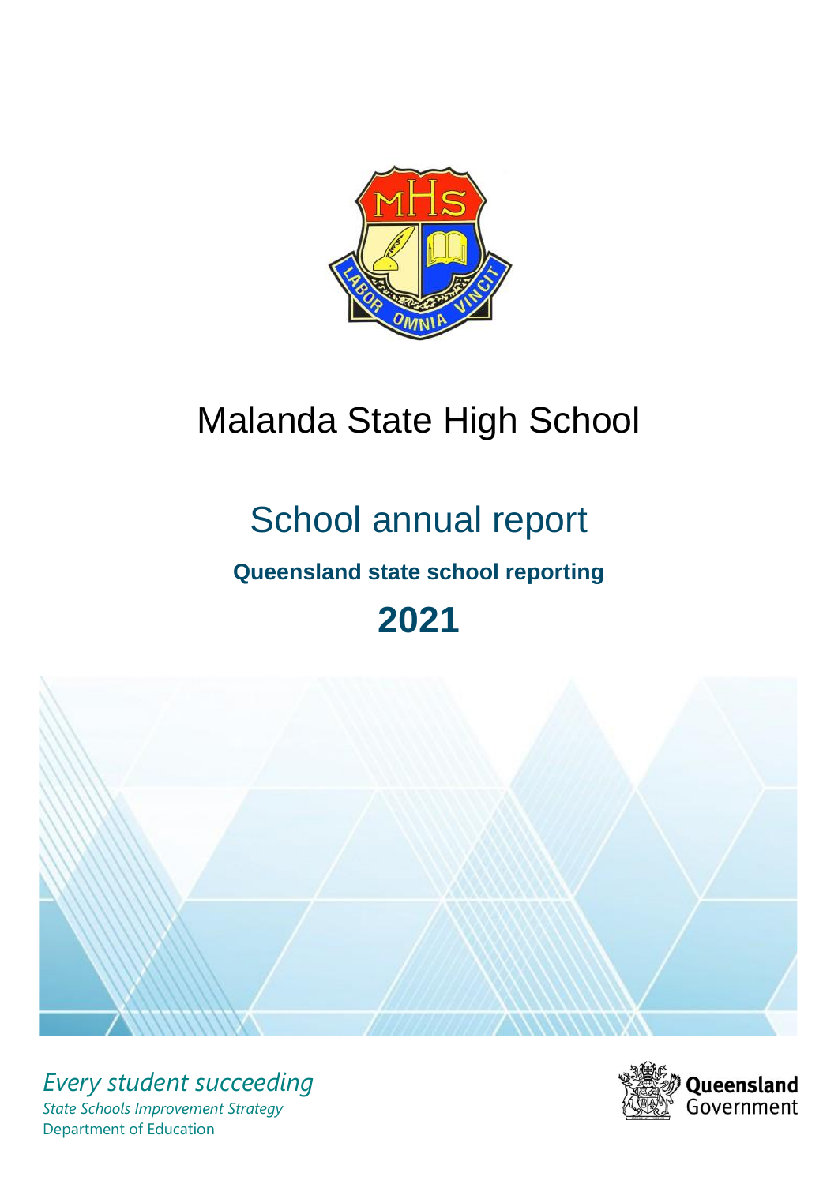# Malanda State High School

## School annual report

**Queensland state school reporting**

# 2021

*Every student succeeding*

*State Schools Improvement Strategy*

Department of Education

Queensland Government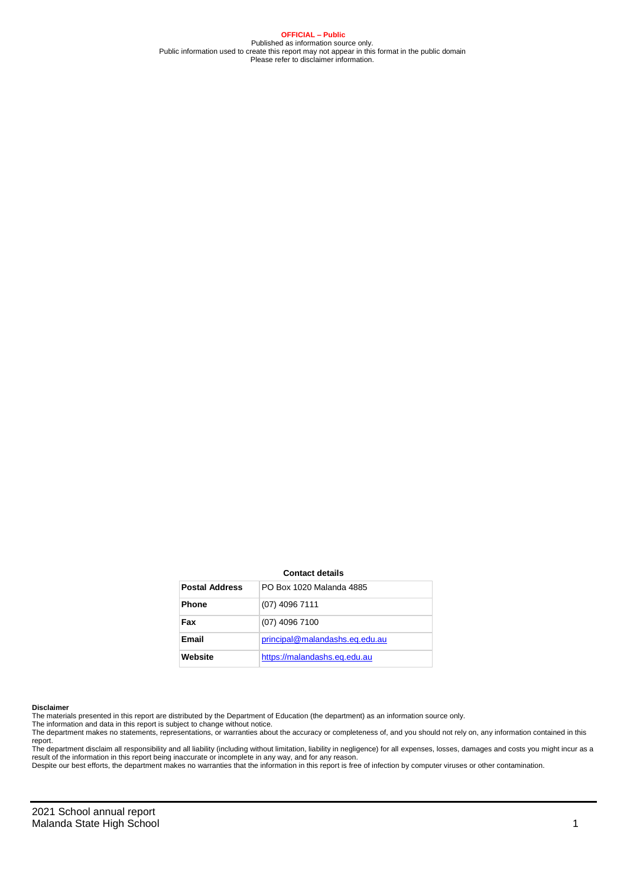**OFFICIAL – Public**
Published as information source only.
Public information used to create this report may not appear in this format in the public domain
Please refer to disclaimer information.

**Contact details**

| Postal Address | PO Box 1020 Malanda 4885 |
| --- | --- |
| Phone | (07) 4096 7111 |
| Fax | (07) 4096 7100 |
| Email | principal@malandashs.eq.edu.au |
| Website | https://malandashs.eq.edu.au |

**Disclaimer**

The materials presented in this report are distributed by the Department of Education (the department) as an information source only.

The information and data in this report is subject to change without notice.

The department makes no statements, representations, or warranties about the accuracy or completeness of, and you should not rely on, any information contained in this report.

The department disclaim all responsibility and all liability (including without limitation, liability in negligence) for all expenses, losses, damages and costs you might incur as a result of the information in this report being inaccurate or incomplete in any way, and for any reason.

Despite our best efforts, the department makes no warranties that the information in this report is free of infection by computer viruses or other contamination.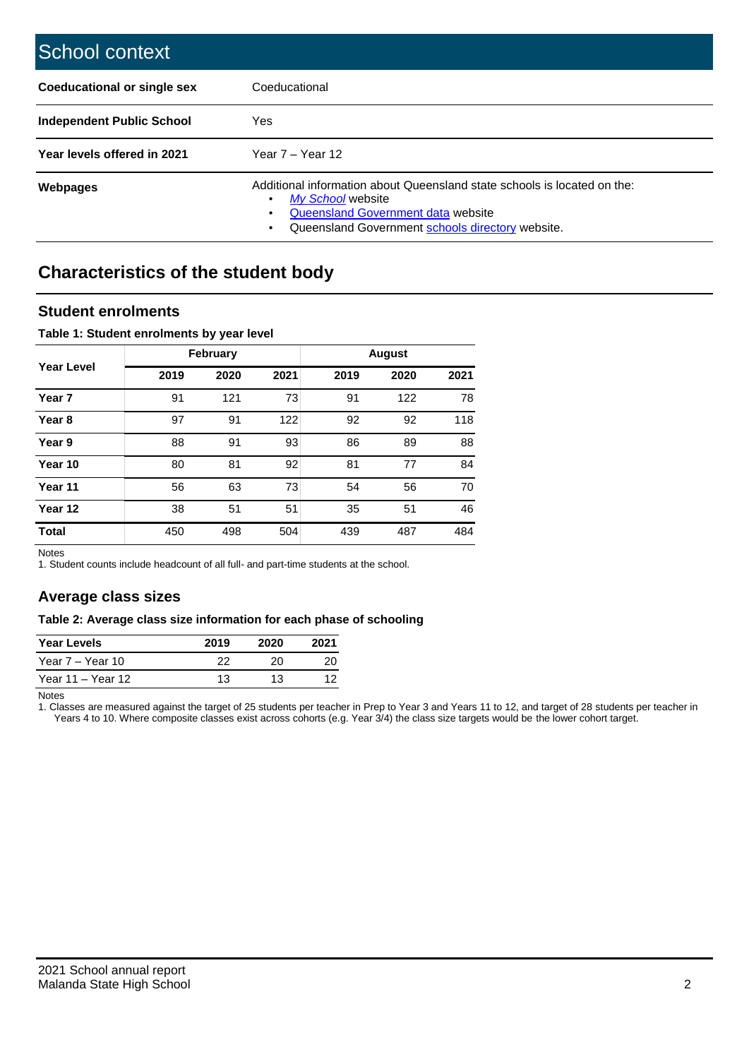# School context

| | |
|---|---|
| **Coeducational or single sex** | Coeducational |
| **Independent Public School** | Yes |
| **Year levels offered in 2021** | Year 7 – Year 12 |
| **Webpages** | Additional information about Queensland state schools is located on the: <br>• *My School* website <br>• Queensland Government data website <br>• Queensland Government schools directory website. |

## Characteristics of the student body

### Student enrolments

**Table 1: Student enrolments by year level**

| Year Level | February | | | August | | |
|---|---|---|---|---|---|---|
| | 2019 | 2020 | 2021 | 2019 | 2020 | 2021 |
| **Year 7** | 91 | 121 | 73 | 91 | 122 | 78 |
| **Year 8** | 97 | 91 | 122 | 92 | 92 | 118 |
| **Year 9** | 88 | 91 | 93 | 86 | 89 | 88 |
| **Year 10** | 80 | 81 | 92 | 81 | 77 | 84 |
| **Year 11** | 56 | 63 | 73 | 54 | 56 | 70 |
| **Year 12** | 38 | 51 | 51 | 35 | 51 | 46 |
| **Total** | 450 | 498 | 504 | 439 | 487 | 484 |

Notes

1. Student counts include headcount of all full- and part-time students at the school.

### Average class sizes

**Table 2: Average class size information for each phase of schooling**

| Year Levels | 2019 | 2020 | 2021 |
|---|---|---|---|
| Year 7 – Year 10 | 22 | 20 | 20 |
| Year 11 – Year 12 | 13 | 13 | 12 |

Notes

1. Classes are measured against the target of 25 students per teacher in Prep to Year 3 and Years 11 to 12, and target of 28 students per teacher in Years 4 to 10. Where composite classes exist across cohorts (e.g. Year 3/4) the class size targets would be the lower cohort target.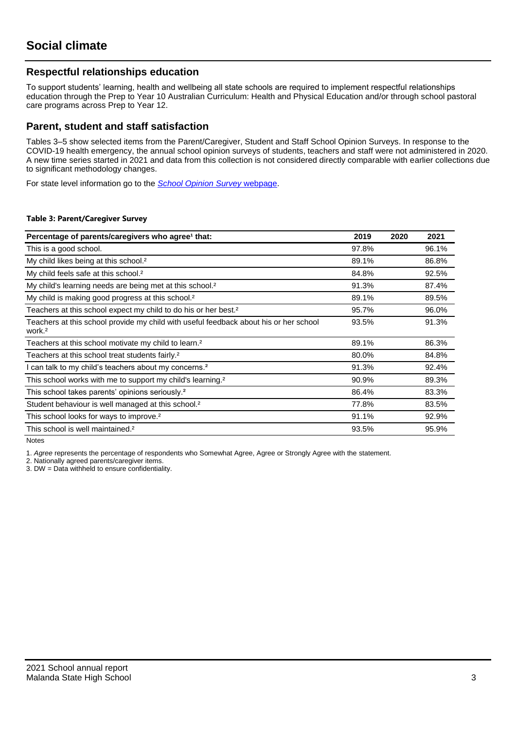# Social climate

## Respectful relationships education

To support students' learning, health and wellbeing all state schools are required to implement respectful relationships education through the Prep to Year 10 Australian Curriculum: Health and Physical Education and/or through school pastoral care programs across Prep to Year 12.

## Parent, student and staff satisfaction

Tables 3–5 show selected items from the Parent/Caregiver, Student and Staff School Opinion Surveys. In response to the COVID-19 health emergency, the annual school opinion surveys of students, teachers and staff were not administered in 2020. A new time series started in 2021 and data from this collection is not considered directly comparable with earlier collections due to significant methodology changes.

For state level information go to the *School Opinion Survey* webpage.

**Table 3: Parent/Caregiver Survey**

| Percentage of parents/caregivers who agree[1] that: | 2019 | 2020 | 2021 |
|---|---|---|---|
| This is a good school. | 97.8% | | 96.1% |
| My child likes being at this school.[2] | 89.1% | | 86.8% |
| My child feels safe at this school.[2] | 84.8% | | 92.5% |
| My child's learning needs are being met at this school.[2] | 91.3% | | 87.4% |
| My child is making good progress at this school.[2] | 89.1% | | 89.5% |
| Teachers at this school expect my child to do his or her best.[2] | 95.7% | | 96.0% |
| Teachers at this school provide my child with useful feedback about his or her school work.[2] | 93.5% | | 91.3% |
| Teachers at this school motivate my child to learn.[2] | 89.1% | | 86.3% |
| Teachers at this school treat students fairly.[2] | 80.0% | | 84.8% |
| I can talk to my child's teachers about my concerns.[2] | 91.3% | | 92.4% |
| This school works with me to support my child's learning.[2] | 90.9% | | 89.3% |
| This school takes parents' opinions seriously.[2] | 86.4% | | 83.3% |
| Student behaviour is well managed at this school.[2] | 77.8% | | 83.5% |
| This school looks for ways to improve.[2] | 91.1% | | 92.9% |
| This school is well maintained.[2] | 93.5% | | 95.9% |

Notes

1. *Agree* represents the percentage of respondents who Somewhat Agree, Agree or Strongly Agree with the statement.
2. Nationally agreed parents/caregiver items.
3. DW = Data withheld to ensure confidentiality.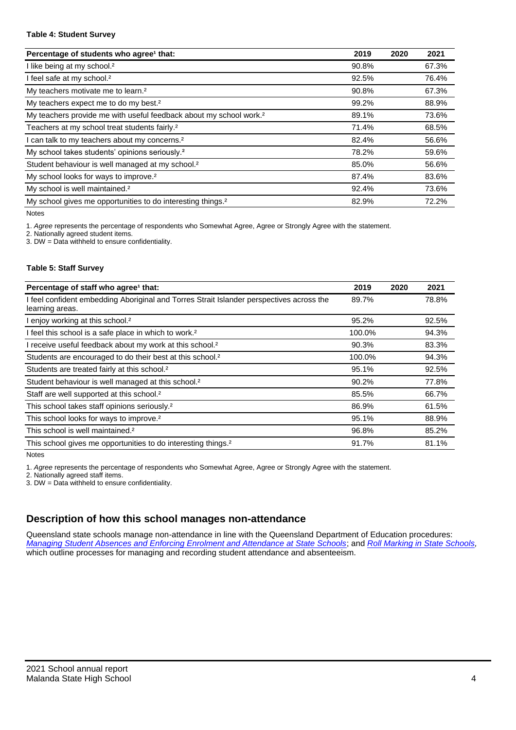#### Table 4: Student Survey

| Percentage of students who agree[1] that: | 2019 | 2020 | 2021 |
|---|---|---|---|
| I like being at my school.[2] | 90.8% | | 67.3% |
| I feel safe at my school.[2] | 92.5% | | 76.4% |
| My teachers motivate me to learn.[2] | 90.8% | | 67.3% |
| My teachers expect me to do my best.[2] | 99.2% | | 88.9% |
| My teachers provide me with useful feedback about my school work.[2] | 89.1% | | 73.6% |
| Teachers at my school treat students fairly.[2] | 71.4% | | 68.5% |
| I can talk to my teachers about my concerns.[2] | 82.4% | | 56.6% |
| My school takes students' opinions seriously.[2] | 78.2% | | 59.6% |
| Student behaviour is well managed at my school.[2] | 85.0% | | 56.6% |
| My school looks for ways to improve.[2] | 87.4% | | 83.6% |
| My school is well maintained.[2] | 92.4% | | 73.6% |
| My school gives me opportunities to do interesting things.[2] | 82.9% | | 72.2% |

Notes

1. *Agree* represents the percentage of respondents who Somewhat Agree, Agree or Strongly Agree with the statement.
2. Nationally agreed student items.
3. DW = Data withheld to ensure confidentiality.

#### Table 5: Staff Survey

| Percentage of staff who agree[1] that: | 2019 | 2020 | 2021 |
|---|---|---|---|
| I feel confident embedding Aboriginal and Torres Strait Islander perspectives across the learning areas. | 89.7% | | 78.8% |
| I enjoy working at this school.[2] | 95.2% | | 92.5% |
| I feel this school is a safe place in which to work.[2] | 100.0% | | 94.3% |
| I receive useful feedback about my work at this school.[2] | 90.3% | | 83.3% |
| Students are encouraged to do their best at this school.[2] | 100.0% | | 94.3% |
| Students are treated fairly at this school.[2] | 95.1% | | 92.5% |
| Student behaviour is well managed at this school.[2] | 90.2% | | 77.8% |
| Staff are well supported at this school.[2] | 85.5% | | 66.7% |
| This school takes staff opinions seriously.[2] | 86.9% | | 61.5% |
| This school looks for ways to improve.[2] | 95.1% | | 88.9% |
| This school is well maintained.[2] | 96.8% | | 85.2% |
| This school gives me opportunities to do interesting things.[2] | 91.7% | | 81.1% |

Notes

1. *Agree* represents the percentage of respondents who Somewhat Agree, Agree or Strongly Agree with the statement.
2. Nationally agreed staff items.
3. DW = Data withheld to ensure confidentiality.

## Description of how this school manages non-attendance

Queensland state schools manage non-attendance in line with the Queensland Department of Education procedures: *Managing Student Absences and Enforcing Enrolment and Attendance at State Schools*; and *Roll Marking in State Schools,* which outline processes for managing and recording student attendance and absenteeism.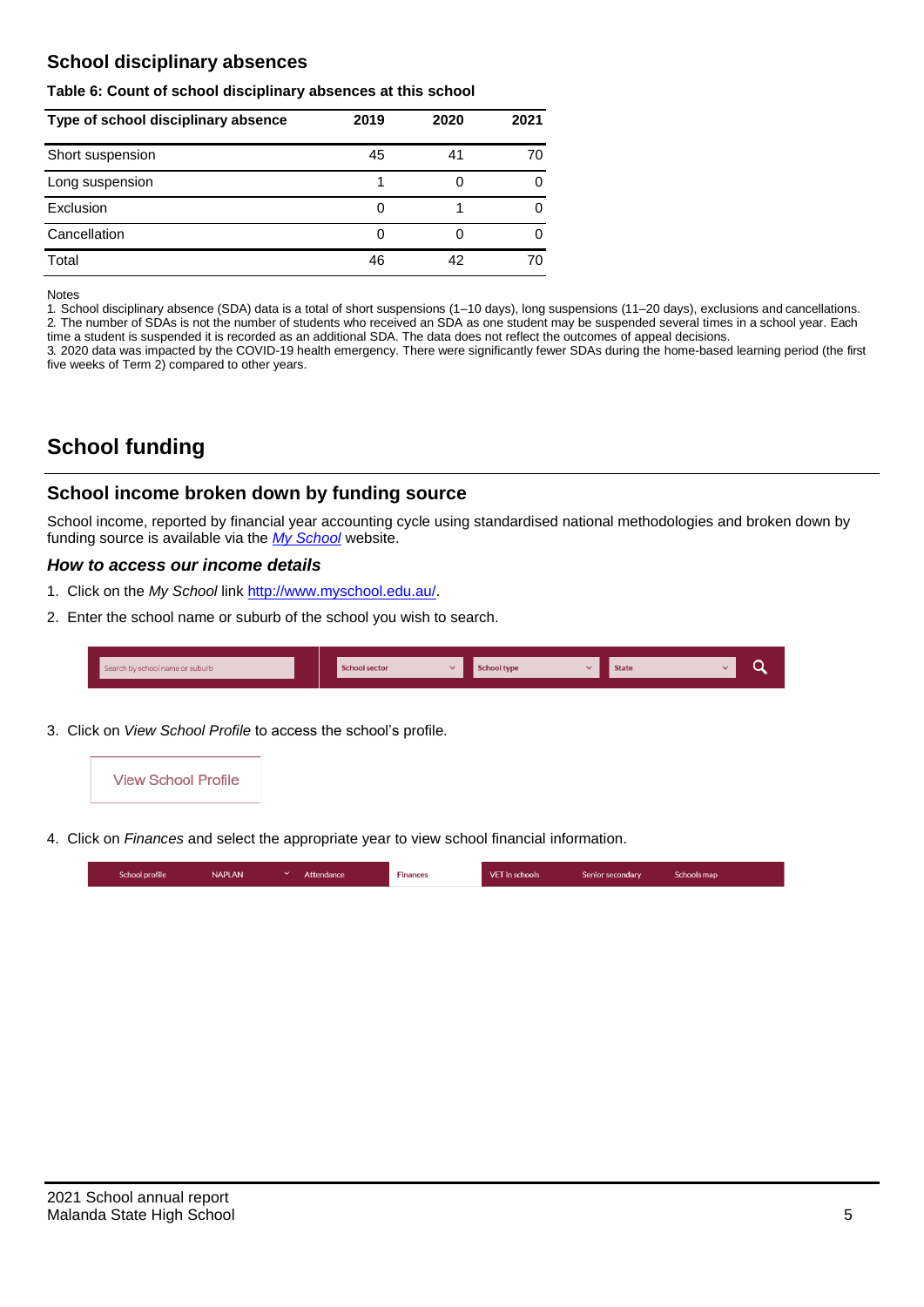## School disciplinary absences

**Table 6: Count of school disciplinary absences at this school**

| Type of school disciplinary absence | 2019 | 2020 | 2021 |
|---|---|---|---|
| Short suspension | 45 | 41 | 70 |
| Long suspension | 1 | 0 | 0 |
| Exclusion | 0 | 1 | 0 |
| Cancellation | 0 | 0 | 0 |
| Total | 46 | 42 | 70 |

Notes

1. School disciplinary absence (SDA) data is a total of short suspensions (1–10 days), long suspensions (11–20 days), exclusions and cancellations.
2. The number of SDAs is not the number of students who received an SDA as one student may be suspended several times in a school year. Each time a student is suspended it is recorded as an additional SDA. The data does not reflect the outcomes of appeal decisions.
3. 2020 data was impacted by the COVID-19 health emergency. There were significantly fewer SDAs during the home-based learning period (the first five weeks of Term 2) compared to other years.

# School funding

## School income broken down by funding source

School income, reported by financial year accounting cycle using standardised national methodologies and broken down by funding source is available via the *My School* website.

### *How to access our income details*

1. Click on the *My School* link http://www.myschool.edu.au/.
2. Enter the school name or suburb of the school you wish to search.

Search by school name or suburb | School sector | School type | State

3. Click on *View School Profile* to access the school's profile.

View School Profile

4. Click on *Finances* and select the appropriate year to view school financial information.

School profile | NAPLAN | Attendance | Finances | VET in schools | Senior secondary | Schools map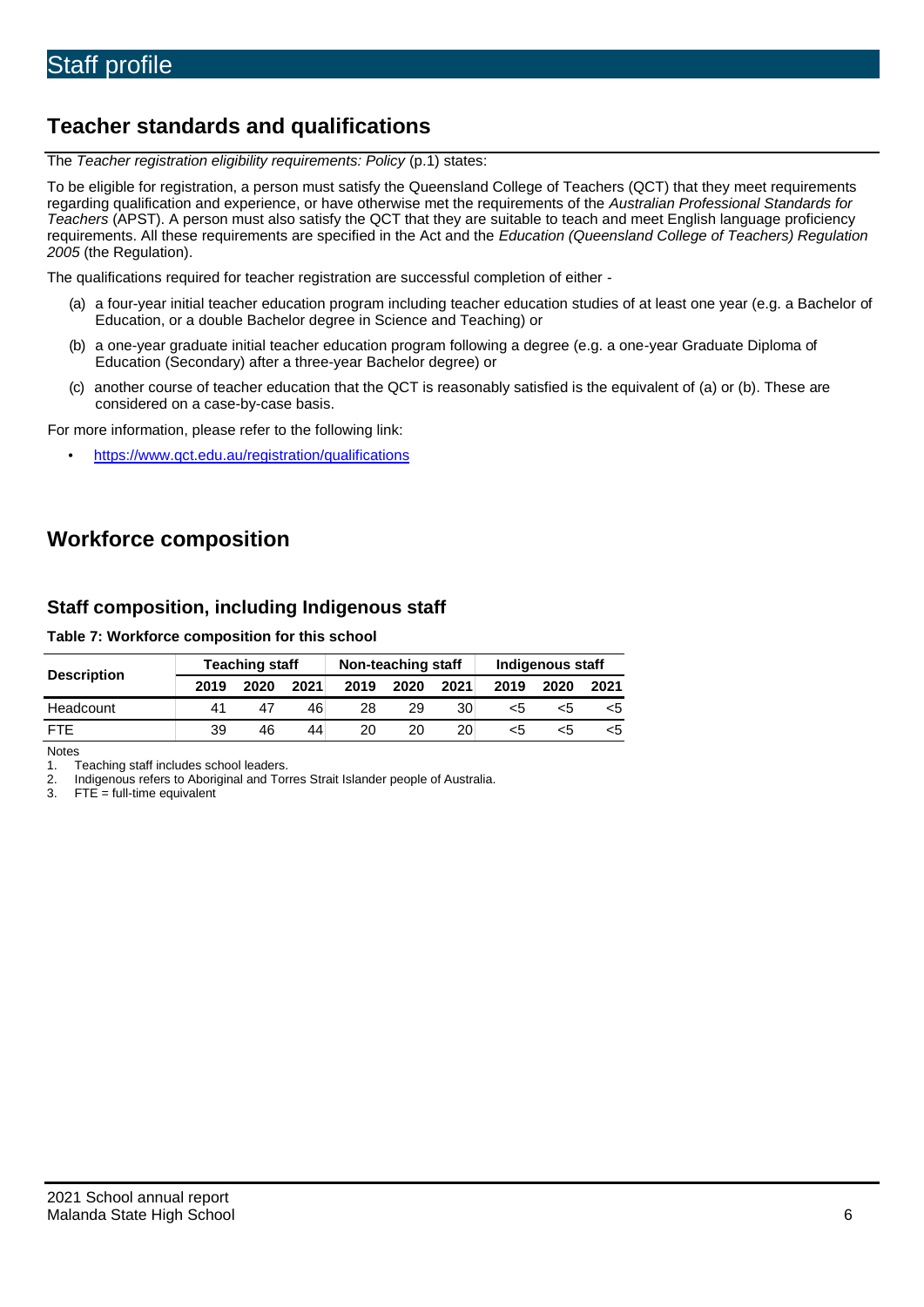# Staff profile

## Teacher standards and qualifications

The *Teacher registration eligibility requirements: Policy* (p.1) states:

To be eligible for registration, a person must satisfy the Queensland College of Teachers (QCT) that they meet requirements regarding qualification and experience, or have otherwise met the requirements of the *Australian Professional Standards for Teachers* (APST). A person must also satisfy the QCT that they are suitable to teach and meet English language proficiency requirements. All these requirements are specified in the Act and the *Education (Queensland College of Teachers) Regulation 2005* (the Regulation).

The qualifications required for teacher registration are successful completion of either -

(a) a four-year initial teacher education program including teacher education studies of at least one year (e.g. a Bachelor of Education, or a double Bachelor degree in Science and Teaching) or

(b) a one-year graduate initial teacher education program following a degree (e.g. a one-year Graduate Diploma of Education (Secondary) after a three-year Bachelor degree) or

(c) another course of teacher education that the QCT is reasonably satisfied is the equivalent of (a) or (b). These are considered on a case-by-case basis.

For more information, please refer to the following link:

- https://www.qct.edu.au/registration/qualifications

## Workforce composition

### Staff composition, including Indigenous staff

**Table 7: Workforce composition for this school**

| Description | Teaching staff | | | Non-teaching staff | | | Indigenous staff | | |
|---|---|---|---|---|---|---|---|---|---|
| | 2019 | 2020 | 2021 | 2019 | 2020 | 2021 | 2019 | 2020 | 2021 |
| Headcount | 41 | 47 | 46 | 28 | 29 | 30 | <5 | <5 | <5 |
| FTE | 39 | 46 | 44 | 20 | 20 | 20 | <5 | <5 | <5 |

Notes

1. Teaching staff includes school leaders.
2. Indigenous refers to Aboriginal and Torres Strait Islander people of Australia.
3. FTE = full-time equivalent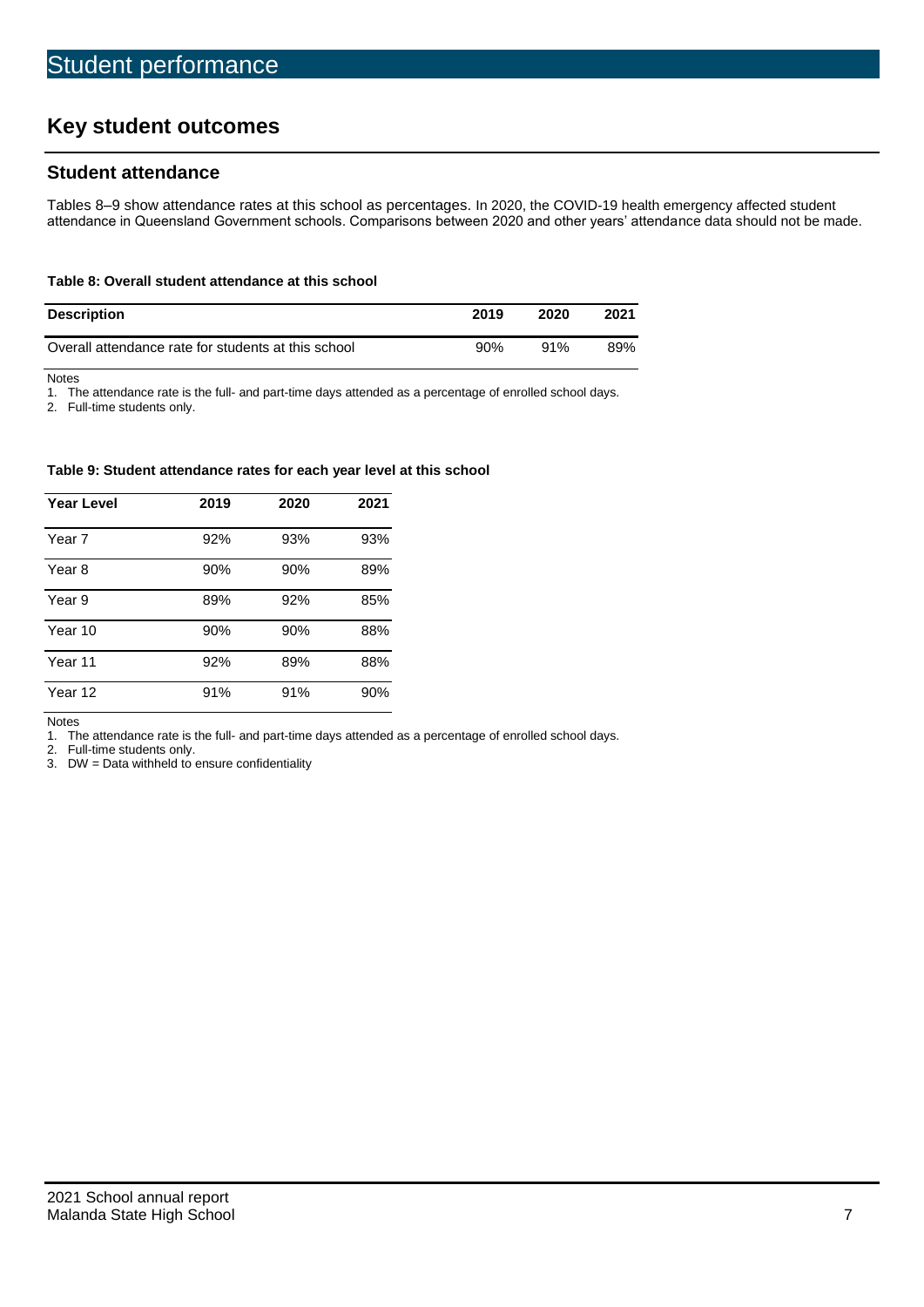# Student performance

## Key student outcomes

### Student attendance

Tables 8–9 show attendance rates at this school as percentages. In 2020, the COVID-19 health emergency affected student attendance in Queensland Government schools. Comparisons between 2020 and other years' attendance data should not be made.

**Table 8: Overall student attendance at this school**

| Description | 2019 | 2020 | 2021 |
|---|---|---|---|
| Overall attendance rate for students at this school | 90% | 91% | 89% |

Notes
1. The attendance rate is the full- and part-time days attended as a percentage of enrolled school days.
2. Full-time students only.

**Table 9: Student attendance rates for each year level at this school**

| Year Level | 2019 | 2020 | 2021 |
|---|---|---|---|
| Year 7 | 92% | 93% | 93% |
| Year 8 | 90% | 90% | 89% |
| Year 9 | 89% | 92% | 85% |
| Year 10 | 90% | 90% | 88% |
| Year 11 | 92% | 89% | 88% |
| Year 12 | 91% | 91% | 90% |

Notes
1. The attendance rate is the full- and part-time days attended as a percentage of enrolled school days.
2. Full-time students only.
3. DW = Data withheld to ensure confidentiality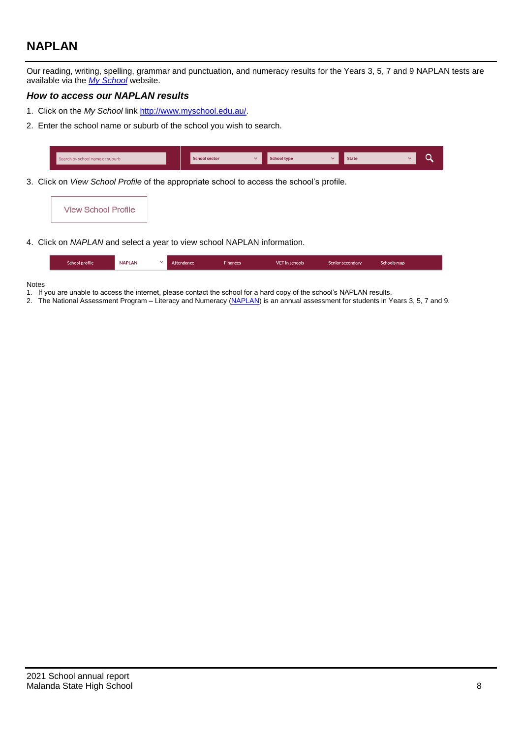# NAPLAN

Our reading, writing, spelling, grammar and punctuation, and numeracy results for the Years 3, 5, 7 and 9 NAPLAN tests are available via the *My School* website.

### *How to access our NAPLAN results*

1. Click on the *My School* link http://www.myschool.edu.au/.
2. Enter the school name or suburb of the school you wish to search.

Search by school name or suburb | School sector | School type | State

3. Click on *View School Profile* of the appropriate school to access the school's profile.

View School Profile

4. Click on *NAPLAN* and select a year to view school NAPLAN information.

School profile | NAPLAN | Attendance | Finances | VET in schools | Senior secondary | Schools map

Notes

1. If you are unable to access the internet, please contact the school for a hard copy of the school's NAPLAN results.
2. The National Assessment Program – Literacy and Numeracy (NAPLAN) is an annual assessment for students in Years 3, 5, 7 and 9.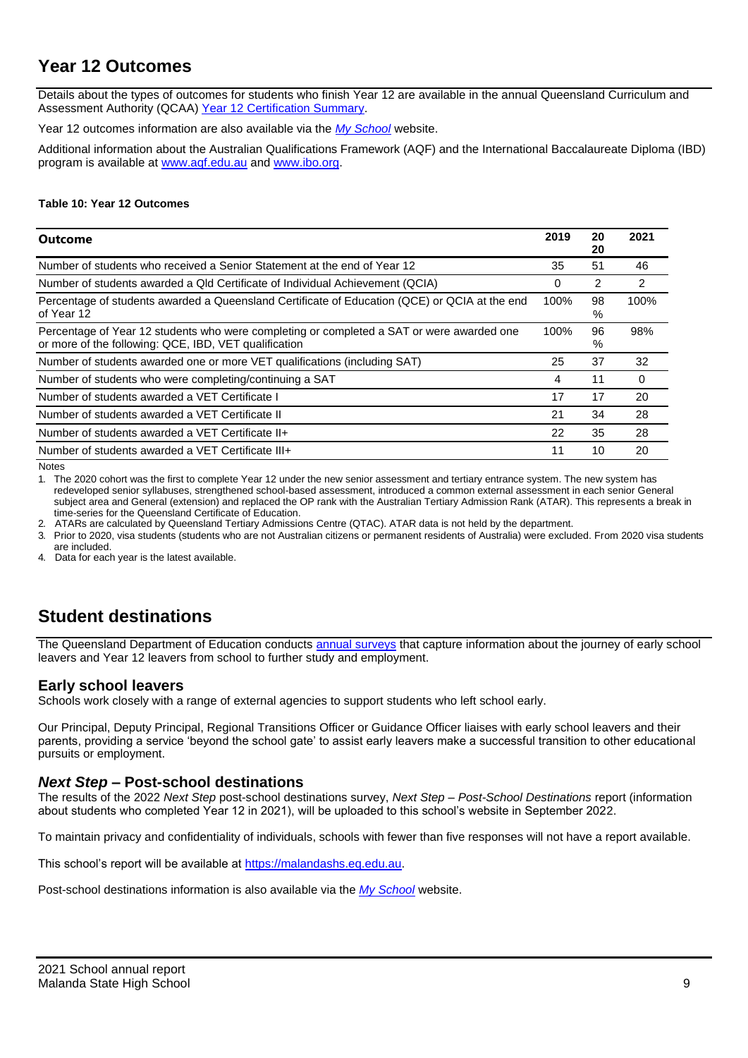## Year 12 Outcomes

Details about the types of outcomes for students who finish Year 12 are available in the annual Queensland Curriculum and Assessment Authority (QCAA) Year 12 Certification Summary.

Year 12 outcomes information are also available via the *My School* website.

Additional information about the Australian Qualifications Framework (AQF) and the International Baccalaureate Diploma (IBD) program is available at www.aqf.edu.au and www.ibo.org.

**Table 10: Year 12 Outcomes**

| Outcome | 2019 | 2020 | 2021 |
|---|---|---|---|
| Number of students who received a Senior Statement at the end of Year 12 | 35 | 51 | 46 |
| Number of students awarded a Qld Certificate of Individual Achievement (QCIA) | 0 | 2 | 2 |
| Percentage of students awarded a Queensland Certificate of Education (QCE) or QCIA at the end of Year 12 | 100% | 98% | 100% |
| Percentage of Year 12 students who were completing or completed a SAT or were awarded one or more of the following: QCE, IBD, VET qualification | 100% | 96% | 98% |
| Number of students awarded one or more VET qualifications (including SAT) | 25 | 37 | 32 |
| Number of students who were completing/continuing a SAT | 4 | 11 | 0 |
| Number of students awarded a VET Certificate I | 17 | 17 | 20 |
| Number of students awarded a VET Certificate II | 21 | 34 | 28 |
| Number of students awarded a VET Certificate II+ | 22 | 35 | 28 |
| Number of students awarded a VET Certificate III+ | 11 | 10 | 20 |

Notes

1. The 2020 cohort was the first to complete Year 12 under the new senior assessment and tertiary entrance system. The new system has redeveloped senior syllabuses, strengthened school-based assessment, introduced a common external assessment in each senior General subject area and General (extension) and replaced the OP rank with the Australian Tertiary Admission Rank (ATAR). This represents a break in time-series for the Queensland Certificate of Education.
2. ATARs are calculated by Queensland Tertiary Admissions Centre (QTAC). ATAR data is not held by the department.
3. Prior to 2020, visa students (students who are not Australian citizens or permanent residents of Australia) were excluded. From 2020 visa students are included.
4. Data for each year is the latest available.

## Student destinations

The Queensland Department of Education conducts annual surveys that capture information about the journey of early school leavers and Year 12 leavers from school to further study and employment.

### Early school leavers

Schools work closely with a range of external agencies to support students who left school early.

Our Principal, Deputy Principal, Regional Transitions Officer or Guidance Officer liaises with early school leavers and their parents, providing a service 'beyond the school gate' to assist early leavers make a successful transition to other educational pursuits or employment.

### *Next Step* – Post-school destinations

The results of the 2022 *Next Step* post-school destinations survey, *Next Step – Post-School Destinations* report (information about students who completed Year 12 in 2021), will be uploaded to this school's website in September 2022.

To maintain privacy and confidentiality of individuals, schools with fewer than five responses will not have a report available.

This school's report will be available at https://malandashs.eq.edu.au.

Post-school destinations information is also available via the *My School* website.